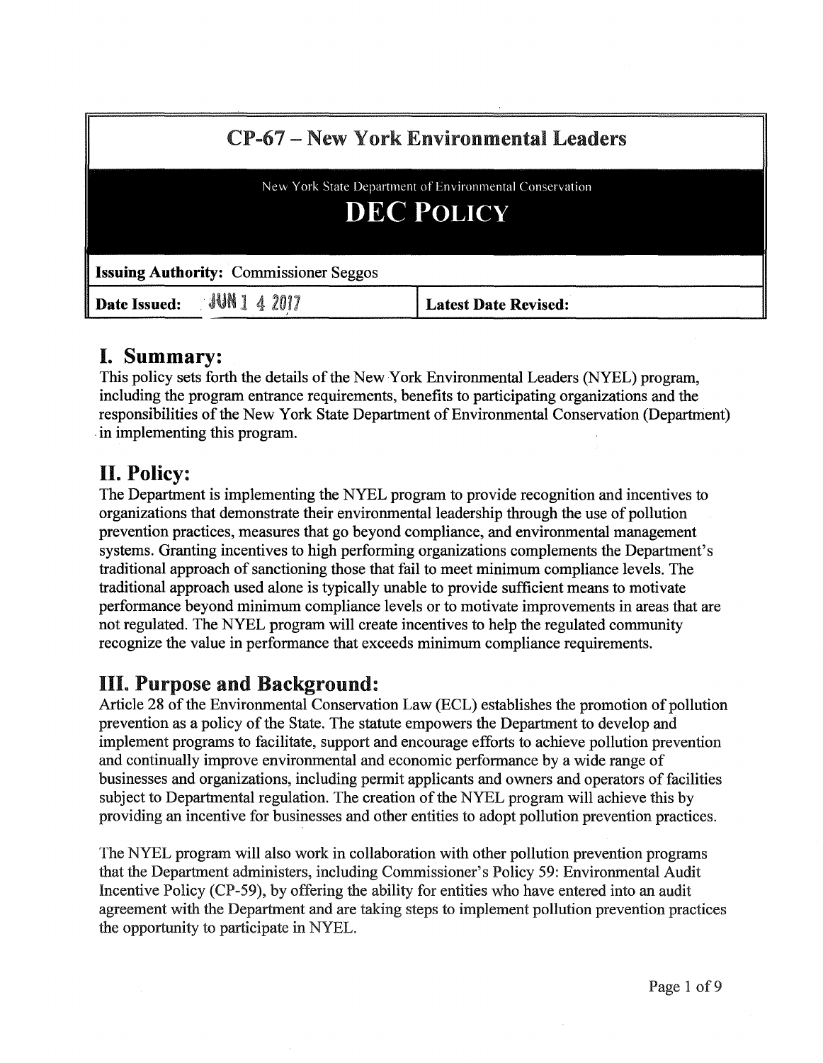# CP-67 – New York Environmental Leaders

New York State Department of Environmental Conservation

**DEC POLICY**

| **Issuing Authority:** Commissioner Seggos | |
|---|---|
| **Date Issued:** JUN 14 2017 | **Latest Date Revised:** |

## I. Summary:

This policy sets forth the details of the New York Environmental Leaders (NYEL) program, including the program entrance requirements, benefits to participating organizations and the responsibilities of the New York State Department of Environmental Conservation (Department) in implementing this program.

## II. Policy:

The Department is implementing the NYEL program to provide recognition and incentives to organizations that demonstrate their environmental leadership through the use of pollution prevention practices, measures that go beyond compliance, and environmental management systems. Granting incentives to high performing organizations complements the Department's traditional approach of sanctioning those that fail to meet minimum compliance levels. The traditional approach used alone is typically unable to provide sufficient means to motivate performance beyond minimum compliance levels or to motivate improvements in areas that are not regulated. The NYEL program will create incentives to help the regulated community recognize the value in performance that exceeds minimum compliance requirements.

## III. Purpose and Background:

Article 28 of the Environmental Conservation Law (ECL) establishes the promotion of pollution prevention as a policy of the State. The statute empowers the Department to develop and implement programs to facilitate, support and encourage efforts to achieve pollution prevention and continually improve environmental and economic performance by a wide range of businesses and organizations, including permit applicants and owners and operators of facilities subject to Departmental regulation. The creation of the NYEL program will achieve this by providing an incentive for businesses and other entities to adopt pollution prevention practices.

The NYEL program will also work in collaboration with other pollution prevention programs that the Department administers, including Commissioner's Policy 59: Environmental Audit Incentive Policy (CP-59), by offering the ability for entities who have entered into an audit agreement with the Department and are taking steps to implement pollution prevention practices the opportunity to participate in NYEL.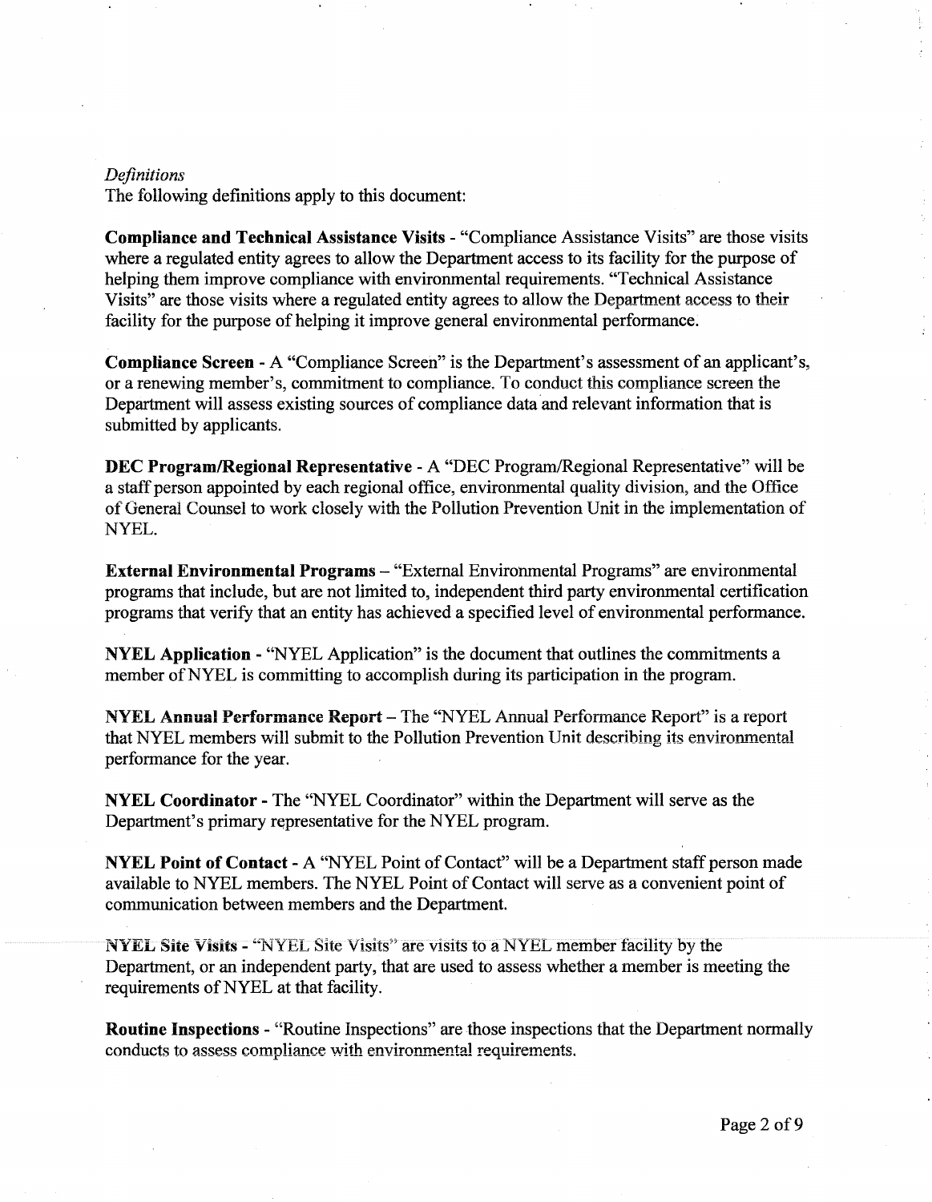*Definitions*

The following definitions apply to this document:

**Compliance and Technical Assistance Visits** - "Compliance Assistance Visits" are those visits where a regulated entity agrees to allow the Department access to its facility for the purpose of helping them improve compliance with environmental requirements. "Technical Assistance Visits" are those visits where a regulated entity agrees to allow the Department access to their facility for the purpose of helping it improve general environmental performance.

**Compliance Screen** - A "Compliance Screen" is the Department's assessment of an applicant's, or a renewing member's, commitment to compliance. To conduct this compliance screen the Department will assess existing sources of compliance data and relevant information that is submitted by applicants.

**DEC Program/Regional Representative** - A "DEC Program/Regional Representative" will be a staff person appointed by each regional office, environmental quality division, and the Office of General Counsel to work closely with the Pollution Prevention Unit in the implementation of NYEL.

**External Environmental Programs** – "External Environmental Programs" are environmental programs that include, but are not limited to, independent third party environmental certification programs that verify that an entity has achieved a specified level of environmental performance.

**NYEL Application** - "NYEL Application" is the document that outlines the commitments a member of NYEL is committing to accomplish during its participation in the program.

**NYEL Annual Performance Report** – The "NYEL Annual Performance Report" is a report that NYEL members will submit to the Pollution Prevention Unit describing its environmental performance for the year.

**NYEL Coordinator** - The "NYEL Coordinator" within the Department will serve as the Department's primary representative for the NYEL program.

**NYEL Point of Contact** - A "NYEL Point of Contact" will be a Department staff person made available to NYEL members. The NYEL Point of Contact will serve as a convenient point of communication between members and the Department.

**NYEL Site Visits** - "NYEL Site Visits" are visits to a NYEL member facility by the Department, or an independent party, that are used to assess whether a member is meeting the requirements of NYEL at that facility.

**Routine Inspections** - "Routine Inspections" are those inspections that the Department normally conducts to assess compliance with environmental requirements.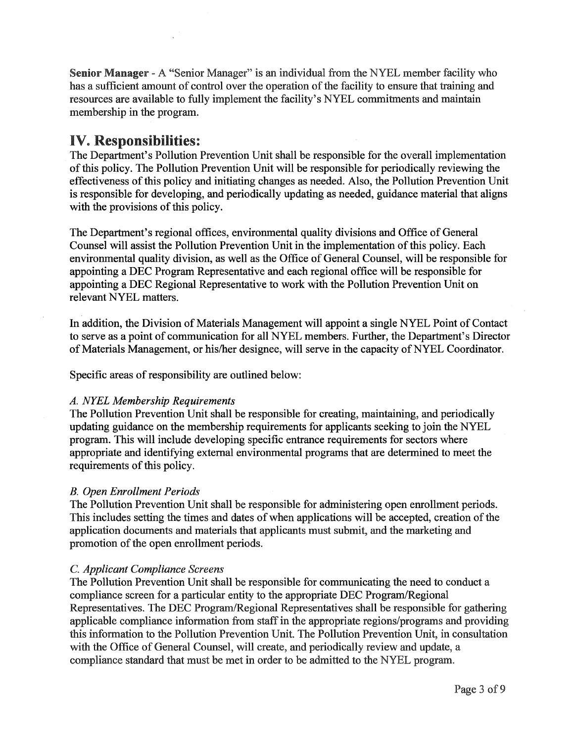**Senior Manager** - A "Senior Manager" is an individual from the NYEL member facility who has a sufficient amount of control over the operation of the facility to ensure that training and resources are available to fully implement the facility's NYEL commitments and maintain membership in the program.

## IV. Responsibilities:

The Department's Pollution Prevention Unit shall be responsible for the overall implementation of this policy. The Pollution Prevention Unit will be responsible for periodically reviewing the effectiveness of this policy and initiating changes as needed. Also, the Pollution Prevention Unit is responsible for developing, and periodically updating as needed, guidance material that aligns with the provisions of this policy.

The Department's regional offices, environmental quality divisions and Office of General Counsel will assist the Pollution Prevention Unit in the implementation of this policy. Each environmental quality division, as well as the Office of General Counsel, will be responsible for appointing a DEC Program Representative and each regional office will be responsible for appointing a DEC Regional Representative to work with the Pollution Prevention Unit on relevant NYEL matters.

In addition, the Division of Materials Management will appoint a single NYEL Point of Contact to serve as a point of communication for all NYEL members. Further, the Department's Director of Materials Management, or his/her designee, will serve in the capacity of NYEL Coordinator.

Specific areas of responsibility are outlined below:

*A. NYEL Membership Requirements*
The Pollution Prevention Unit shall be responsible for creating, maintaining, and periodically updating guidance on the membership requirements for applicants seeking to join the NYEL program. This will include developing specific entrance requirements for sectors where appropriate and identifying external environmental programs that are determined to meet the requirements of this policy.

*B. Open Enrollment Periods*
The Pollution Prevention Unit shall be responsible for administering open enrollment periods. This includes setting the times and dates of when applications will be accepted, creation of the application documents and materials that applicants must submit, and the marketing and promotion of the open enrollment periods.

*C. Applicant Compliance Screens*
The Pollution Prevention Unit shall be responsible for communicating the need to conduct a compliance screen for a particular entity to the appropriate DEC Program/Regional Representatives. The DEC Program/Regional Representatives shall be responsible for gathering applicable compliance information from staff in the appropriate regions/programs and providing this information to the Pollution Prevention Unit. The Pollution Prevention Unit, in consultation with the Office of General Counsel, will create, and periodically review and update, a compliance standard that must be met in order to be admitted to the NYEL program.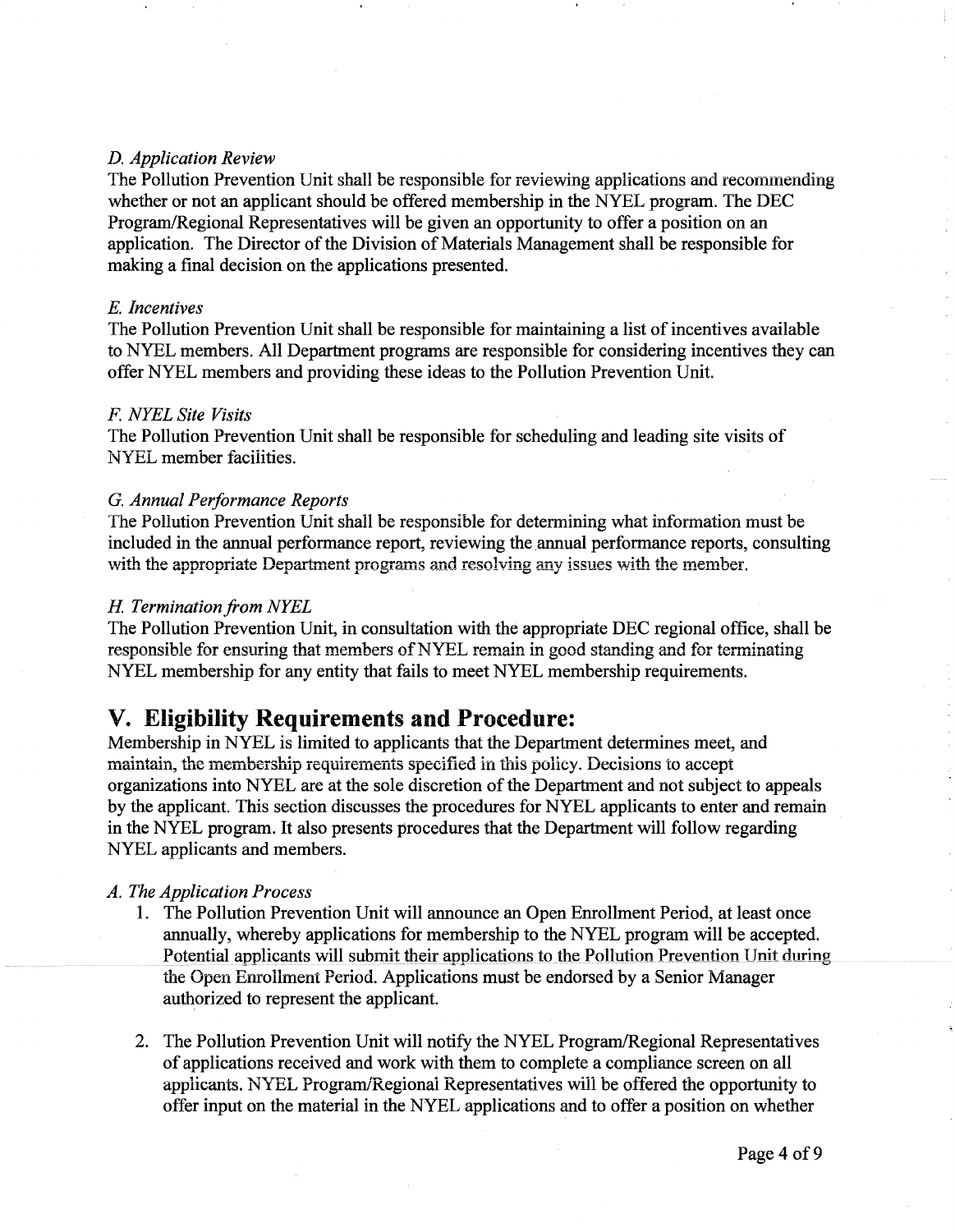*D. Application Review*

The Pollution Prevention Unit shall be responsible for reviewing applications and recommending whether or not an applicant should be offered membership in the NYEL program. The DEC Program/Regional Representatives will be given an opportunity to offer a position on an application. The Director of the Division of Materials Management shall be responsible for making a final decision on the applications presented.

*E. Incentives*

The Pollution Prevention Unit shall be responsible for maintaining a list of incentives available to NYEL members. All Department programs are responsible for considering incentives they can offer NYEL members and providing these ideas to the Pollution Prevention Unit.

*F. NYEL Site Visits*

The Pollution Prevention Unit shall be responsible for scheduling and leading site visits of NYEL member facilities.

*G. Annual Performance Reports*

The Pollution Prevention Unit shall be responsible for determining what information must be included in the annual performance report, reviewing the annual performance reports, consulting with the appropriate Department programs and resolving any issues with the member.

*H. Termination from NYEL*

The Pollution Prevention Unit, in consultation with the appropriate DEC regional office, shall be responsible for ensuring that members of NYEL remain in good standing and for terminating NYEL membership for any entity that fails to meet NYEL membership requirements.

# V. Eligibility Requirements and Procedure:

Membership in NYEL is limited to applicants that the Department determines meet, and maintain, the membership requirements specified in this policy. Decisions to accept organizations into NYEL are at the sole discretion of the Department and not subject to appeals by the applicant. This section discusses the procedures for NYEL applicants to enter and remain in the NYEL program. It also presents procedures that the Department will follow regarding NYEL applicants and members.

*A. The Application Process*

1. The Pollution Prevention Unit will announce an Open Enrollment Period, at least once annually, whereby applications for membership to the NYEL program will be accepted. Potential applicants will submit their applications to the Pollution Prevention Unit during the Open Enrollment Period. Applications must be endorsed by a Senior Manager authorized to represent the applicant.

2. The Pollution Prevention Unit will notify the NYEL Program/Regional Representatives of applications received and work with them to complete a compliance screen on all applicants. NYEL Program/Regional Representatives will be offered the opportunity to offer input on the material in the NYEL applications and to offer a position on whether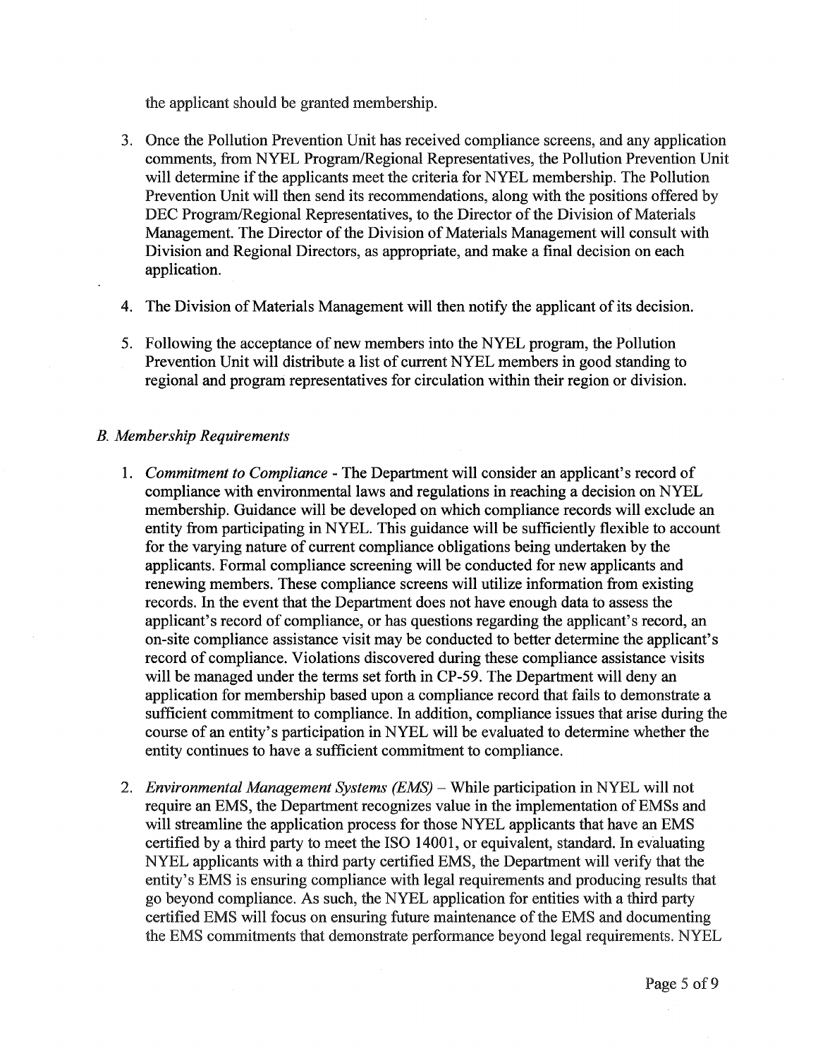the applicant should be granted membership.

3. Once the Pollution Prevention Unit has received compliance screens, and any application comments, from NYEL Program/Regional Representatives, the Pollution Prevention Unit will determine if the applicants meet the criteria for NYEL membership. The Pollution Prevention Unit will then send its recommendations, along with the positions offered by DEC Program/Regional Representatives, to the Director of the Division of Materials Management. The Director of the Division of Materials Management will consult with Division and Regional Directors, as appropriate, and make a final decision on each application.

4. The Division of Materials Management will then notify the applicant of its decision.

5. Following the acceptance of new members into the NYEL program, the Pollution Prevention Unit will distribute a list of current NYEL members in good standing to regional and program representatives for circulation within their region or division.

### *B. Membership Requirements*

1. *Commitment to Compliance* - The Department will consider an applicant's record of compliance with environmental laws and regulations in reaching a decision on NYEL membership. Guidance will be developed on which compliance records will exclude an entity from participating in NYEL. This guidance will be sufficiently flexible to account for the varying nature of current compliance obligations being undertaken by the applicants. Formal compliance screening will be conducted for new applicants and renewing members. These compliance screens will utilize information from existing records. In the event that the Department does not have enough data to assess the applicant's record of compliance, or has questions regarding the applicant's record, an on-site compliance assistance visit may be conducted to better determine the applicant's record of compliance. Violations discovered during these compliance assistance visits will be managed under the terms set forth in CP-59. The Department will deny an application for membership based upon a compliance record that fails to demonstrate a sufficient commitment to compliance. In addition, compliance issues that arise during the course of an entity's participation in NYEL will be evaluated to determine whether the entity continues to have a sufficient commitment to compliance.

2. *Environmental Management Systems (EMS)* – While participation in NYEL will not require an EMS, the Department recognizes value in the implementation of EMSs and will streamline the application process for those NYEL applicants that have an EMS certified by a third party to meet the ISO 14001, or equivalent, standard. In evaluating NYEL applicants with a third party certified EMS, the Department will verify that the entity's EMS is ensuring compliance with legal requirements and producing results that go beyond compliance. As such, the NYEL application for entities with a third party certified EMS will focus on ensuring future maintenance of the EMS and documenting the EMS commitments that demonstrate performance beyond legal requirements. NYEL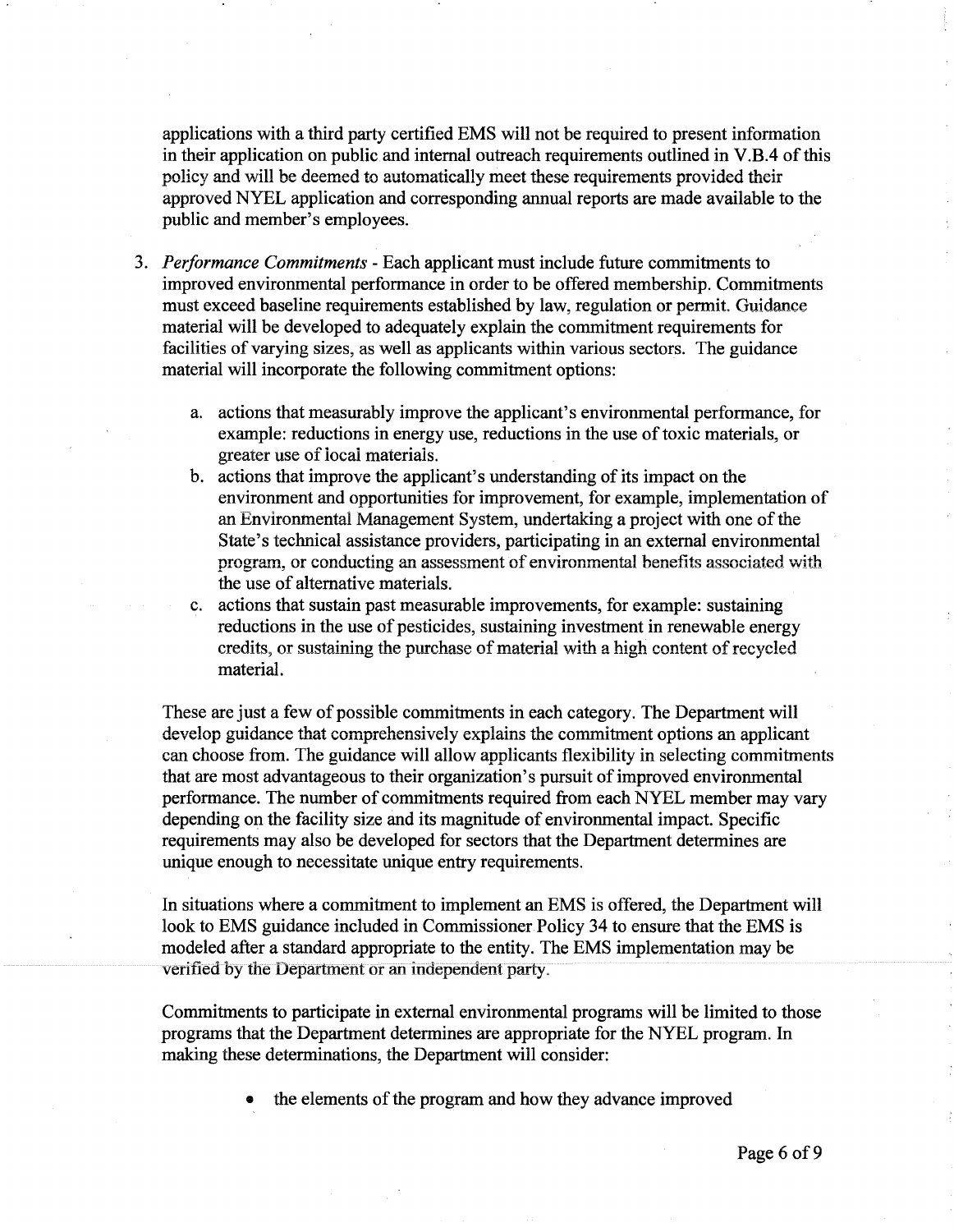applications with a third party certified EMS will not be required to present information in their application on public and internal outreach requirements outlined in V.B.4 of this policy and will be deemed to automatically meet these requirements provided their approved NYEL application and corresponding annual reports are made available to the public and member's employees.

3. *Performance Commitments* - Each applicant must include future commitments to improved environmental performance in order to be offered membership. Commitments must exceed baseline requirements established by law, regulation or permit. Guidance material will be developed to adequately explain the commitment requirements for facilities of varying sizes, as well as applicants within various sectors. The guidance material will incorporate the following commitment options:

   a. actions that measurably improve the applicant's environmental performance, for example: reductions in energy use, reductions in the use of toxic materials, or greater use of local materials.
   b. actions that improve the applicant's understanding of its impact on the environment and opportunities for improvement, for example, implementation of an Environmental Management System, undertaking a project with one of the State's technical assistance providers, participating in an external environmental program, or conducting an assessment of environmental benefits associated with the use of alternative materials.
   c. actions that sustain past measurable improvements, for example: sustaining reductions in the use of pesticides, sustaining investment in renewable energy credits, or sustaining the purchase of material with a high content of recycled material.

   These are just a few of possible commitments in each category. The Department will develop guidance that comprehensively explains the commitment options an applicant can choose from. The guidance will allow applicants flexibility in selecting commitments that are most advantageous to their organization's pursuit of improved environmental performance. The number of commitments required from each NYEL member may vary depending on the facility size and its magnitude of environmental impact. Specific requirements may also be developed for sectors that the Department determines are unique enough to necessitate unique entry requirements.

   In situations where a commitment to implement an EMS is offered, the Department will look to EMS guidance included in Commissioner Policy 34 to ensure that the EMS is modeled after a standard appropriate to the entity. The EMS implementation may be verified by the Department or an independent party.

   Commitments to participate in external environmental programs will be limited to those programs that the Department determines are appropriate for the NYEL program. In making these determinations, the Department will consider:

   - the elements of the program and how they advance improved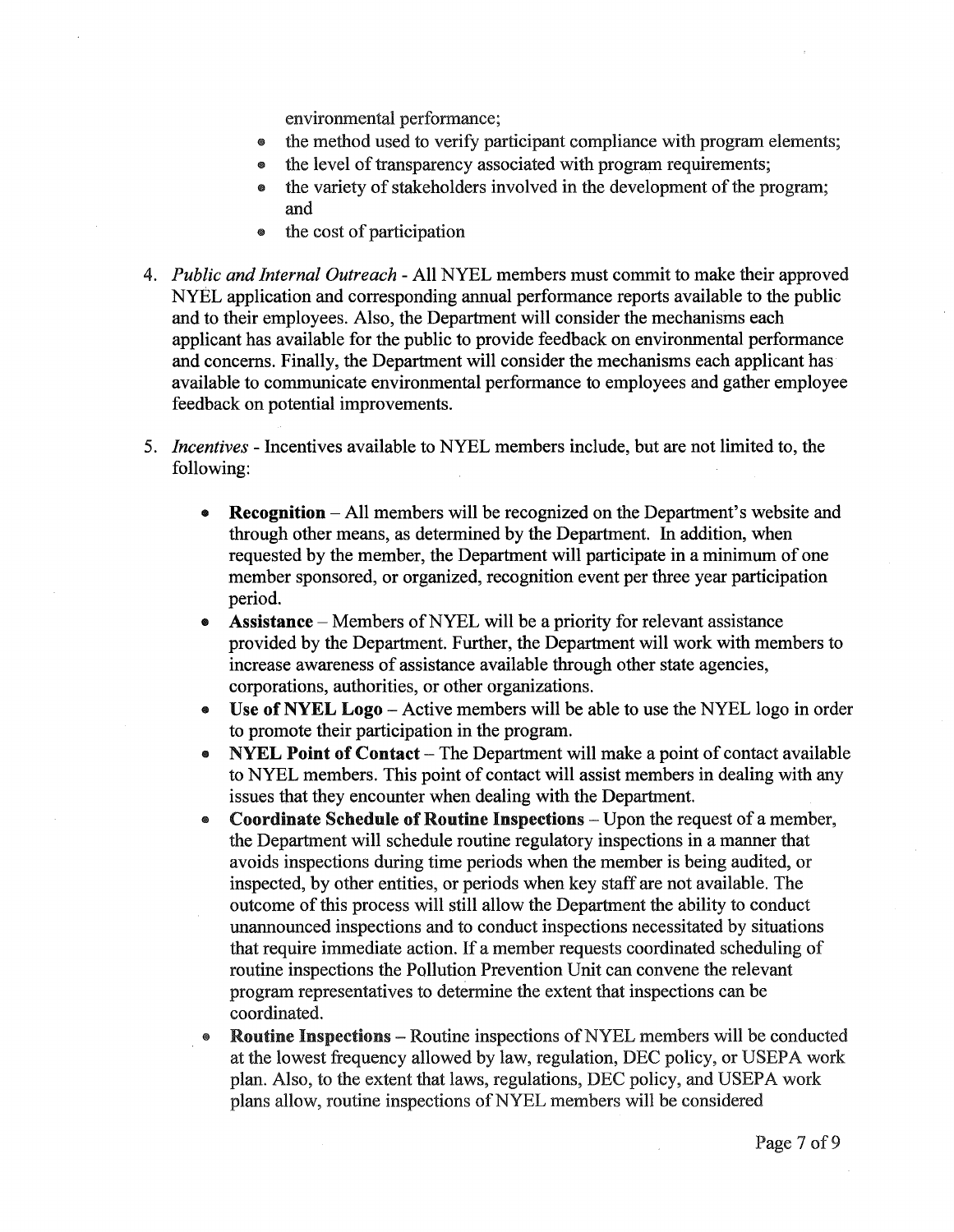environmental performance;

- the method used to verify participant compliance with program elements;
- the level of transparency associated with program requirements;
- the variety of stakeholders involved in the development of the program; and
- the cost of participation

4. *Public and Internal Outreach* - All NYEL members must commit to make their approved NYEL application and corresponding annual performance reports available to the public and to their employees. Also, the Department will consider the mechanisms each applicant has available for the public to provide feedback on environmental performance and concerns. Finally, the Department will consider the mechanisms each applicant has available to communicate environmental performance to employees and gather employee feedback on potential improvements.

5. *Incentives* - Incentives available to NYEL members include, but are not limited to, the following:

   - **Recognition** – All members will be recognized on the Department's website and through other means, as determined by the Department. In addition, when requested by the member, the Department will participate in a minimum of one member sponsored, or organized, recognition event per three year participation period.
   - **Assistance** – Members of NYEL will be a priority for relevant assistance provided by the Department. Further, the Department will work with members to increase awareness of assistance available through other state agencies, corporations, authorities, or other organizations.
   - **Use of NYEL Logo** – Active members will be able to use the NYEL logo in order to promote their participation in the program.
   - **NYEL Point of Contact** – The Department will make a point of contact available to NYEL members. This point of contact will assist members in dealing with any issues that they encounter when dealing with the Department.
   - **Coordinate Schedule of Routine Inspections** – Upon the request of a member, the Department will schedule routine regulatory inspections in a manner that avoids inspections during time periods when the member is being audited, or inspected, by other entities, or periods when key staff are not available. The outcome of this process will still allow the Department the ability to conduct unannounced inspections and to conduct inspections necessitated by situations that require immediate action. If a member requests coordinated scheduling of routine inspections the Pollution Prevention Unit can convene the relevant program representatives to determine the extent that inspections can be coordinated.
   - **Routine Inspections** – Routine inspections of NYEL members will be conducted at the lowest frequency allowed by law, regulation, DEC policy, or USEPA work plan. Also, to the extent that laws, regulations, DEC policy, and USEPA work plans allow, routine inspections of NYEL members will be considered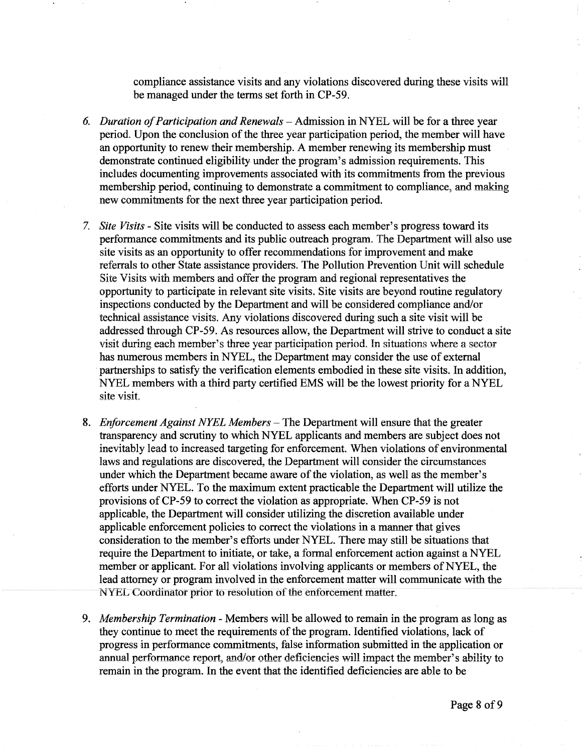compliance assistance visits and any violations discovered during these visits will be managed under the terms set forth in CP-59.

6. *Duration of Participation and Renewals* – Admission in NYEL will be for a three year period. Upon the conclusion of the three year participation period, the member will have an opportunity to renew their membership. A member renewing its membership must demonstrate continued eligibility under the program's admission requirements. This includes documenting improvements associated with its commitments from the previous membership period, continuing to demonstrate a commitment to compliance, and making new commitments for the next three year participation period.

7. *Site Visits* - Site visits will be conducted to assess each member's progress toward its performance commitments and its public outreach program. The Department will also use site visits as an opportunity to offer recommendations for improvement and make referrals to other State assistance providers. The Pollution Prevention Unit will schedule Site Visits with members and offer the program and regional representatives the opportunity to participate in relevant site visits. Site visits are beyond routine regulatory inspections conducted by the Department and will be considered compliance and/or technical assistance visits. Any violations discovered during such a site visit will be addressed through CP-59. As resources allow, the Department will strive to conduct a site visit during each member's three year participation period. In situations where a sector has numerous members in NYEL, the Department may consider the use of external partnerships to satisfy the verification elements embodied in these site visits. In addition, NYEL members with a third party certified EMS will be the lowest priority for a NYEL site visit.

8. *Enforcement Against NYEL Members* – The Department will ensure that the greater transparency and scrutiny to which NYEL applicants and members are subject does not inevitably lead to increased targeting for enforcement. When violations of environmental laws and regulations are discovered, the Department will consider the circumstances under which the Department became aware of the violation, as well as the member's efforts under NYEL. To the maximum extent practicable the Department will utilize the provisions of CP-59 to correct the violation as appropriate. When CP-59 is not applicable, the Department will consider utilizing the discretion available under applicable enforcement policies to correct the violations in a manner that gives consideration to the member's efforts under NYEL. There may still be situations that require the Department to initiate, or take, a formal enforcement action against a NYEL member or applicant. For all violations involving applicants or members of NYEL, the lead attorney or program involved in the enforcement matter will communicate with the NYEL Coordinator prior to resolution of the enforcement matter.

9. *Membership Termination* - Members will be allowed to remain in the program as long as they continue to meet the requirements of the program. Identified violations, lack of progress in performance commitments, false information submitted in the application or annual performance report, and/or other deficiencies will impact the member's ability to remain in the program. In the event that the identified deficiencies are able to be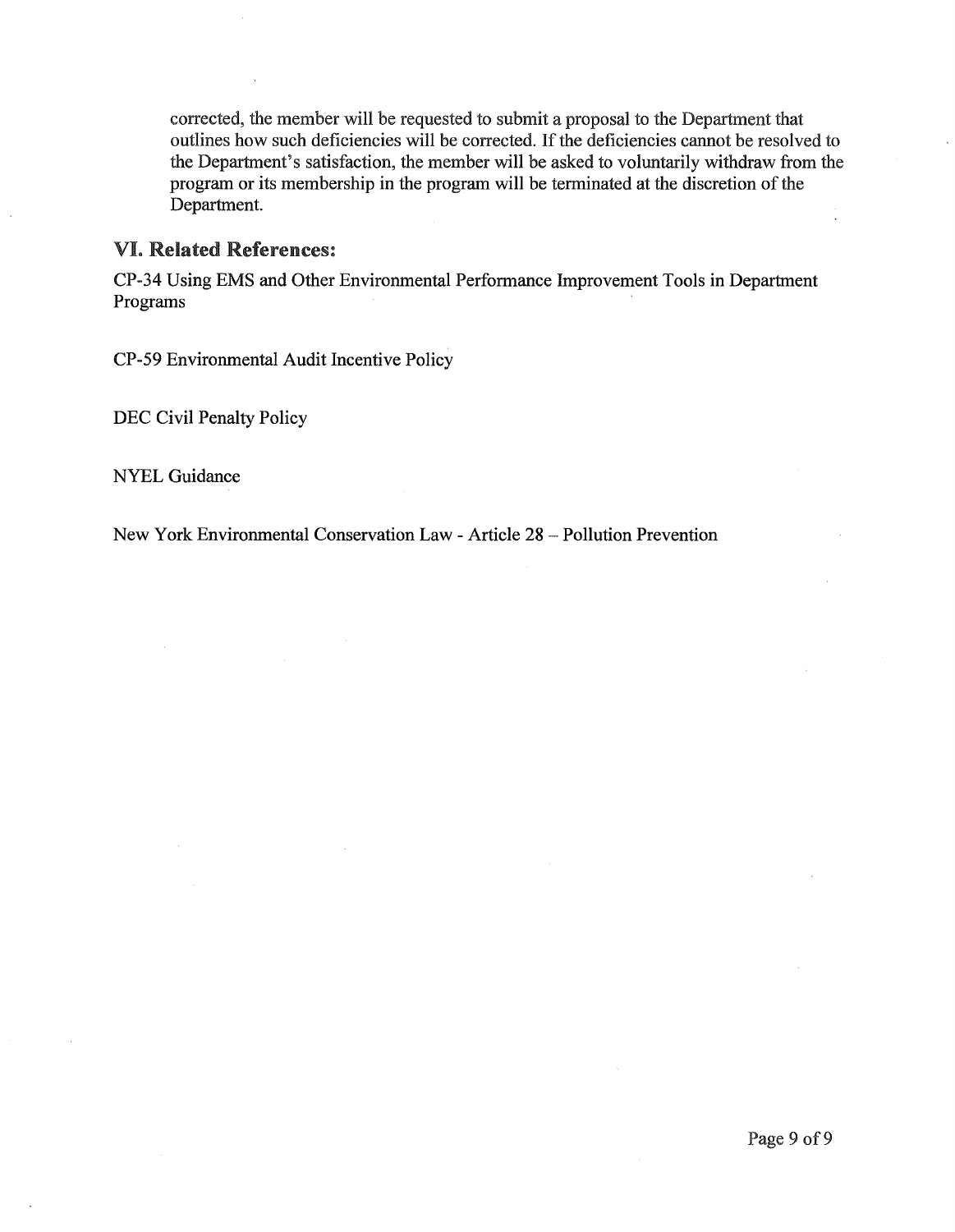corrected, the member will be requested to submit a proposal to the Department that outlines how such deficiencies will be corrected. If the deficiencies cannot be resolved to the Department's satisfaction, the member will be asked to voluntarily withdraw from the program or its membership in the program will be terminated at the discretion of the Department.

## VI. Related References:

CP-34 Using EMS and Other Environmental Performance Improvement Tools in Department Programs

CP-59 Environmental Audit Incentive Policy

DEC Civil Penalty Policy

NYEL Guidance

New York Environmental Conservation Law - Article 28 – Pollution Prevention